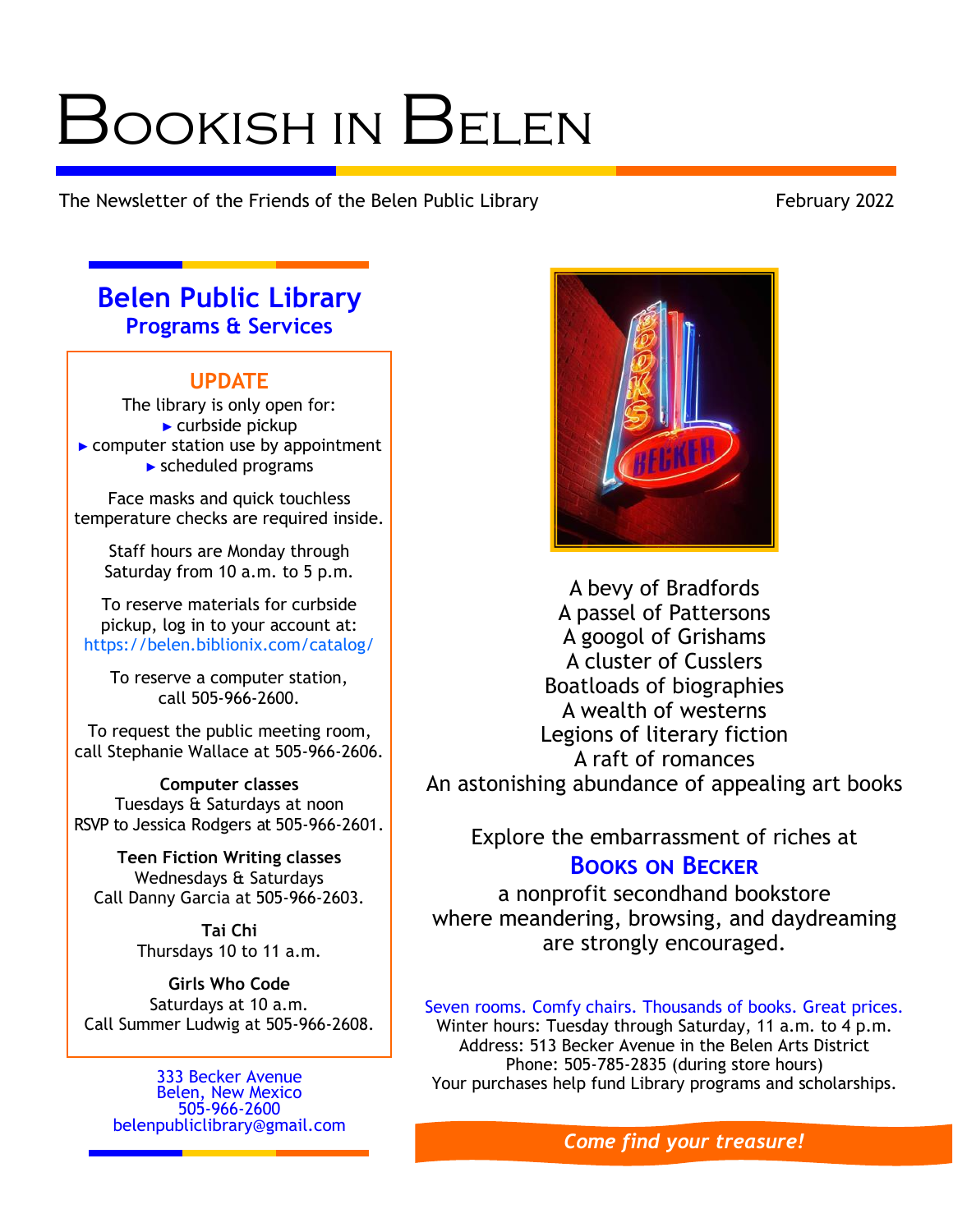# Bookish in Belen

The Newsletter of the Friends of the Belen Public Library

February 2022

## Belen Public Library
### Programs & Services

**UPDATE**

The library is only open for:

- curbside pickup
- computer station use by appointment
- scheduled programs

Face masks and quick touchless temperature checks are required inside.

Staff hours are Monday through Saturday from 10 a.m. to 5 p.m.

To reserve materials for curbside pickup, log in to your account at: https://belen.biblionix.com/catalog/

To reserve a computer station, call 505-966-2600.

To request the public meeting room, call Stephanie Wallace at 505-966-2606.

**Computer classes**
Tuesdays & Saturdays at noon
RSVP to Jessica Rodgers at 505-966-2601.

**Teen Fiction Writing classes**
Wednesdays & Saturdays
Call Danny Garcia at 505-966-2603.

**Tai Chi**
Thursdays 10 to 11 a.m.

**Girls Who Code**
Saturdays at 10 a.m.
Call Summer Ludwig at 505-966-2608.

333 Becker Avenue
Belen, New Mexico
505-966-2600
belenpubliclibrary@gmail.com

A bevy of Bradfords
A passel of Pattersons
A googol of Grishams
A cluster of Cusslers
Boatloads of biographies
A wealth of westerns
Legions of literary fiction
A raft of romances
An astonishing abundance of appealing art books

Explore the embarrassment of riches at

**Books on Becker**

a nonprofit secondhand bookstore
where meandering, browsing, and daydreaming
are strongly encouraged.

Seven rooms. Comfy chairs. Thousands of books. Great prices.
Winter hours: Tuesday through Saturday, 11 a.m. to 4 p.m.
Address: 513 Becker Avenue in the Belen Arts District
Phone: 505-785-2835 (during store hours)
Your purchases help fund Library programs and scholarships.

***Come find your treasure!***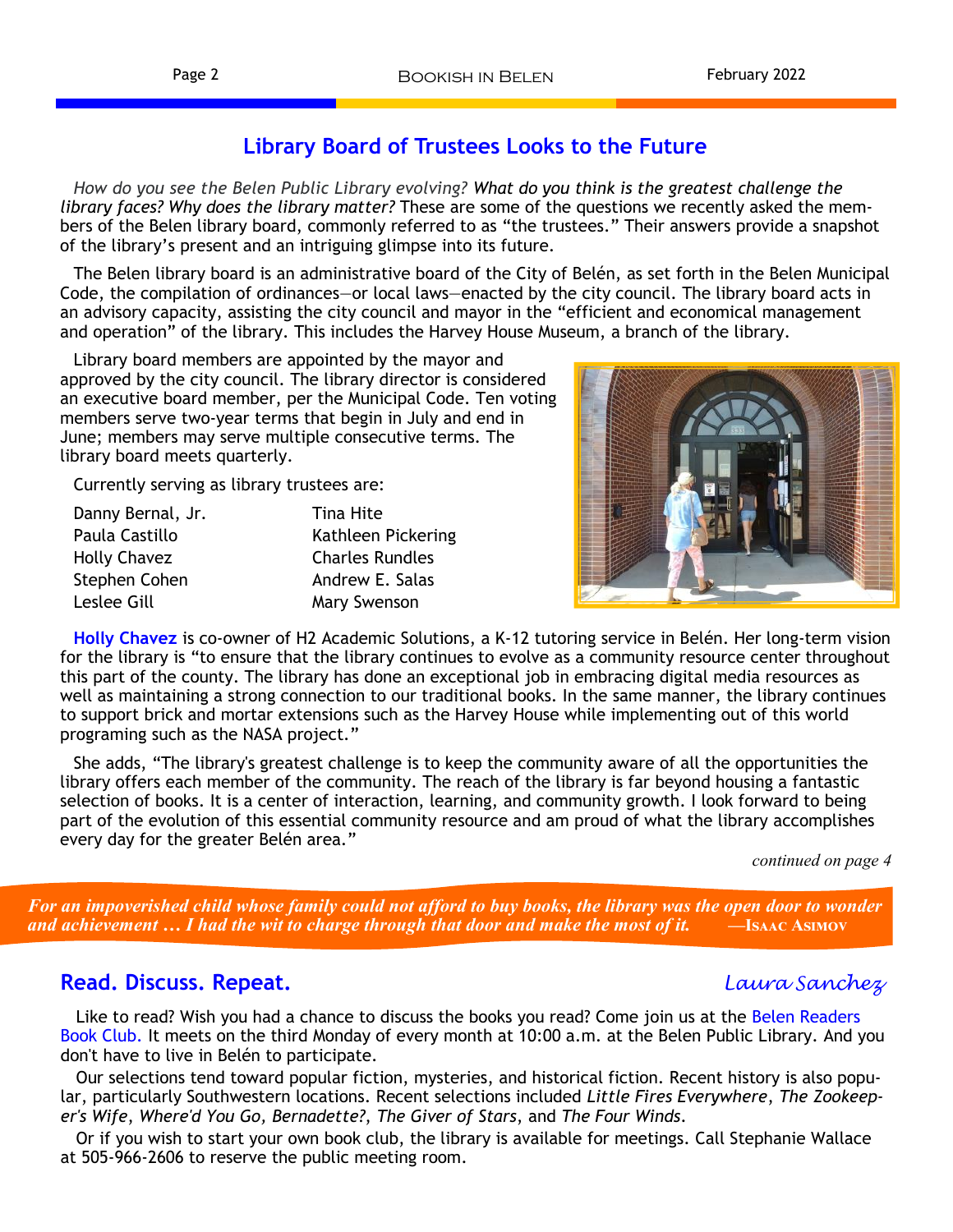## Library Board of Trustees Looks to the Future

*How do you see the Belen Public Library evolving? What do you think is the greatest challenge the library faces? Why does the library matter?* These are some of the questions we recently asked the members of the Belen library board, commonly referred to as "the trustees." Their answers provide a snapshot of the library's present and an intriguing glimpse into its future.

The Belen library board is an administrative board of the City of Belén, as set forth in the Belen Municipal Code, the compilation of ordinances—or local laws—enacted by the city council. The library board acts in an advisory capacity, assisting the city council and mayor in the "efficient and economical management and operation" of the library. This includes the Harvey House Museum, a branch of the library.

Library board members are appointed by the mayor and approved by the city council. The library director is considered an executive board member, per the Municipal Code. Ten voting members serve two-year terms that begin in July and end in June; members may serve multiple consecutive terms. The library board meets quarterly.

Currently serving as library trustees are:

- Danny Bernal, Jr.
- Paula Castillo
- Holly Chavez
- Stephen Cohen
- Leslee Gill
- Tina Hite
- Kathleen Pickering
- Charles Rundles
- Andrew E. Salas
- Mary Swenson

**Holly Chavez** is co-owner of H2 Academic Solutions, a K-12 tutoring service in Belén. Her long-term vision for the library is "to ensure that the library continues to evolve as a community resource center throughout this part of the county. The library has done an exceptional job in embracing digital media resources as well as maintaining a strong connection to our traditional books. In the same manner, the library continues to support brick and mortar extensions such as the Harvey House while implementing out of this world programing such as the NASA project."

She adds, "The library's greatest challenge is to keep the community aware of all the opportunities the library offers each member of the community. The reach of the library is far beyond housing a fantastic selection of books. It is a center of interaction, learning, and community growth. I look forward to being part of the evolution of this essential community resource and am proud of what the library accomplishes every day for the greater Belén area."

*continued on page 4*

***For an impoverished child whose family could not afford to buy books, the library was the open door to wonder and achievement … I had the wit to charge through that door and make the most of it.*** —Isaac Asimov

## Read. Discuss. Repeat.

*Laura Sanchez*

Like to read? Wish you had a chance to discuss the books you read? Come join us at the Belen Readers Book Club. It meets on the third Monday of every month at 10:00 a.m. at the Belen Public Library. And you don't have to live in Belén to participate.

Our selections tend toward popular fiction, mysteries, and historical fiction. Recent history is also popular, particularly Southwestern locations. Recent selections included *Little Fires Everywhere*, *The Zookeeper's Wife*, *Where'd You Go, Bernadette?*, *The Giver of Stars*, and *The Four Winds*.

Or if you wish to start your own book club, the library is available for meetings. Call Stephanie Wallace at 505-966-2606 to reserve the public meeting room.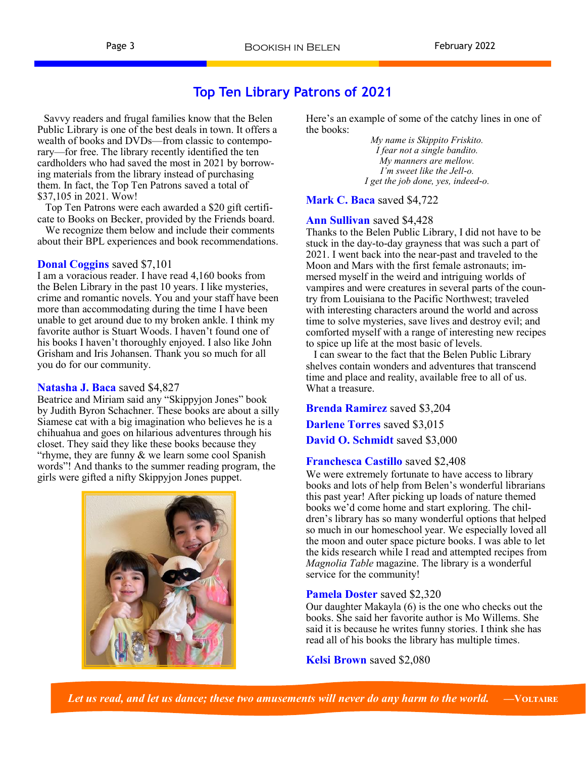## Top Ten Library Patrons of 2021

Savvy readers and frugal families know that the Belen Public Library is one of the best deals in town. It offers a wealth of books and DVDs—from classic to contemporary—for free. The library recently identified the ten cardholders who had saved the most in 2021 by borrowing materials from the library instead of purchasing them. In fact, the Top Ten Patrons saved a total of $37,105 in 2021. Wow!

Top Ten Patrons were each awarded a $20 gift certificate to Books on Becker, provided by the Friends board.

We recognize them below and include their comments about their BPL experiences and book recommendations.

**Donal Coggins** saved $7,101
I am a voracious reader. I have read 4,160 books from the Belen Library in the past 10 years. I like mysteries, crime and romantic novels. You and your staff have been more than accommodating during the time I have been unable to get around due to my broken ankle. I think my favorite author is Stuart Woods. I haven't found one of his books I haven't thoroughly enjoyed. I also like John Grisham and Iris Johansen. Thank you so much for all you do for our community.

**Natasha J. Baca** saved $4,827
Beatrice and Miriam said any "Skippyjon Jones" book by Judith Byron Schachner. These books are about a silly Siamese cat with a big imagination who believes he is a chihuahua and goes on hilarious adventures through his closet. They said they like these books because they "rhyme, they are funny & we learn some cool Spanish words"! And thanks to the summer reading program, the girls were gifted a nifty Skippyjon Jones puppet.

Here's an example of some of the catchy lines in one of the books:

*My name is Skippito Friskito.*
*I fear not a single bandito.*
*My manners are mellow.*
*I'm sweet like the Jell-o.*
*I get the job done, yes, indeed-o.*

**Mark C. Baca** saved $4,722

**Ann Sullivan** saved $4,428
Thanks to the Belen Public Library, I did not have to be stuck in the day-to-day grayness that was such a part of 2021. I went back into the near-past and traveled to the Moon and Mars with the first female astronauts; immersed myself in the weird and intriguing worlds of vampires and were creatures in several parts of the country from Louisiana to the Pacific Northwest; traveled with interesting characters around the world and across time to solve mysteries, save lives and destroy evil; and comforted myself with a range of interesting new recipes to spice up life at the most basic of levels.

I can swear to the fact that the Belen Public Library shelves contain wonders and adventures that transcend time and place and reality, available free to all of us. What a treasure.

**Brenda Ramirez** saved $3,204

**Darlene Torres** saved $3,015

**David O. Schmidt** saved $3,000

**Franchesca Castillo** saved $2,408
We were extremely fortunate to have access to library books and lots of help from Belen's wonderful librarians this past year! After picking up loads of nature themed books we'd come home and start exploring. The children's library has so many wonderful options that helped so much in our homeschool year. We especially loved all the moon and outer space picture books. I was able to let the kids research while I read and attempted recipes from *Magnolia Table* magazine. The library is a wonderful service for the community!

**Pamela Doster** saved $2,320
Our daughter Makayla (6) is the one who checks out the books. She said her favorite author is Mo Willems. She said it is because he writes funny stories. I think she has read all of his books the library has multiple times.

**Kelsi Brown** saved $2,080

*Let us read, and let us dance; these two amusements will never do any harm to the world.* —Voltaire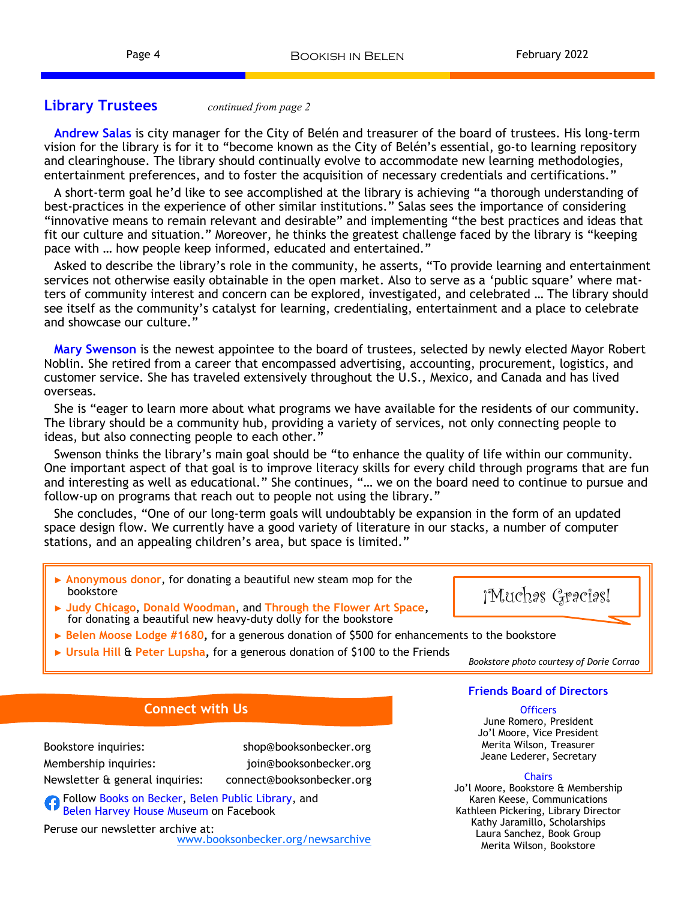## Library Trustees

*continued from page 2*

**Andrew Salas** is city manager for the City of Belén and treasurer of the board of trustees. His long-term vision for the library is for it to "become known as the City of Belén's essential, go-to learning repository and clearinghouse. The library should continually evolve to accommodate new learning methodologies, entertainment preferences, and to foster the acquisition of necessary credentials and certifications."

A short-term goal he'd like to see accomplished at the library is achieving "a thorough understanding of best-practices in the experience of other similar institutions." Salas sees the importance of considering "innovative means to remain relevant and desirable" and implementing "the best practices and ideas that fit our culture and situation." Moreover, he thinks the greatest challenge faced by the library is "keeping pace with … how people keep informed, educated and entertained."

Asked to describe the library's role in the community, he asserts, "To provide learning and entertainment services not otherwise easily obtainable in the open market. Also to serve as a 'public square' where matters of community interest and concern can be explored, investigated, and celebrated … The library should see itself as the community's catalyst for learning, credentialing, entertainment and a place to celebrate and showcase our culture."

**Mary Swenson** is the newest appointee to the board of trustees, selected by newly elected Mayor Robert Noblin. She retired from a career that encompassed advertising, accounting, procurement, logistics, and customer service. She has traveled extensively throughout the U.S., Mexico, and Canada and has lived overseas.

She is "eager to learn more about what programs we have available for the residents of our community. The library should be a community hub, providing a variety of services, not only connecting people to ideas, but also connecting people to each other."

Swenson thinks the library's main goal should be "to enhance the quality of life within our community. One important aspect of that goal is to improve literacy skills for every child through programs that are fun and interesting as well as educational." She continues, "… we on the board need to continue to pursue and follow-up on programs that reach out to people not using the library."

She concludes, "One of our long-term goals will undoubtably be expansion in the form of an updated space design flow. We currently have a good variety of literature in our stacks, a number of computer stations, and an appealing children's area, but space is limited."

---

¡Muchas Gracias!

- **Anonymous donor**, for donating a beautiful new steam mop for the bookstore
- **Judy Chicago**, **Donald Woodman**, and **Through the Flower Art Space**, for donating a beautiful new heavy-duty dolly for the bookstore
- **Belen Moose Lodge #1680**, for a generous donation of $500 for enhancements to the bookstore
- **Ursula Hill** & **Peter Lupsha**, for a generous donation of $100 to the Friends

*Bookstore photo courtesy of Dorie Corrao*

---

## Connect with Us

| | |
|---|---|
| Bookstore inquiries: | shop@booksonbecker.org |
| Membership inquiries: | join@booksonbecker.org |
| Newsletter & general inquiries: | connect@booksonbecker.org |

Follow Books on Becker, Belen Public Library, and Belen Harvey House Museum on Facebook

Peruse our newsletter archive at: www.booksonbecker.org/newsarchive

## Friends Board of Directors

### Officers

June Romero, President
Jo'l Moore, Vice President
Merita Wilson, Treasurer
Jeane Lederer, Secretary

### Chairs

Jo'l Moore, Bookstore & Membership
Karen Keese, Communications
Kathleen Pickering, Library Director
Kathy Jaramillo, Scholarships
Laura Sanchez, Book Group
Merita Wilson, Bookstore